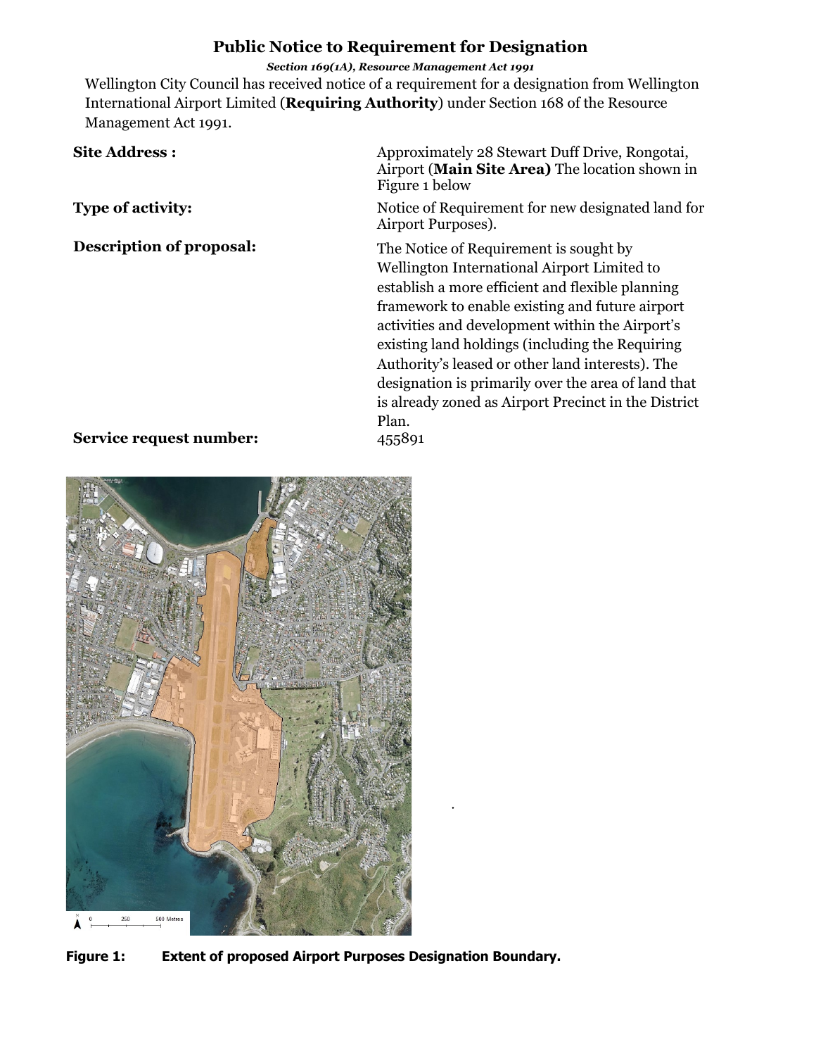# Public Notice to Requirement for Designation

***Section 169(1A), Resource Management Act 1991***

Wellington City Council has received notice of a requirement for a designation from Wellington International Airport Limited (**Requiring Authority**) under Section 168 of the Resource Management Act 1991.

| | |
|---|---|
| **Site Address :** | Approximately 28 Stewart Duff Drive, Rongotai, Airport (**Main Site Area)** The location shown in Figure 1 below |
| **Type of activity:** | Notice of Requirement for new designated land for Airport Purposes). |
| **Description of proposal:** | The Notice of Requirement is sought by Wellington International Airport Limited to establish a more efficient and flexible planning framework to enable existing and future airport activities and development within the Airport's existing land holdings (including the Requiring Authority's leased or other land interests). The designation is primarily over the area of land that is already zoned as Airport Precinct in the District Plan. |
| **Service request number:** | 455891 |

**Figure 1: Extent of proposed Airport Purposes Designation Boundary.**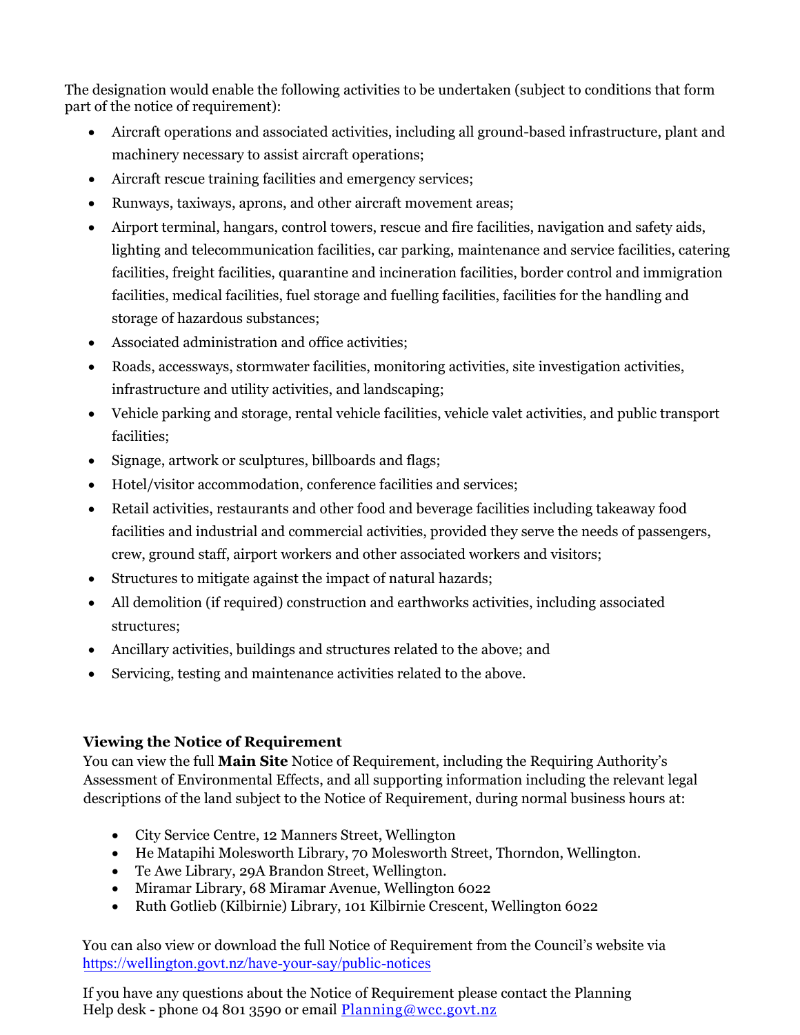The designation would enable the following activities to be undertaken (subject to conditions that form part of the notice of requirement):

- Aircraft operations and associated activities, including all ground-based infrastructure, plant and machinery necessary to assist aircraft operations;
- Aircraft rescue training facilities and emergency services;
- Runways, taxiways, aprons, and other aircraft movement areas;
- Airport terminal, hangars, control towers, rescue and fire facilities, navigation and safety aids, lighting and telecommunication facilities, car parking, maintenance and service facilities, catering facilities, freight facilities, quarantine and incineration facilities, border control and immigration facilities, medical facilities, fuel storage and fuelling facilities, facilities for the handling and storage of hazardous substances;
- Associated administration and office activities;
- Roads, accessways, stormwater facilities, monitoring activities, site investigation activities, infrastructure and utility activities, and landscaping;
- Vehicle parking and storage, rental vehicle facilities, vehicle valet activities, and public transport facilities;
- Signage, artwork or sculptures, billboards and flags;
- Hotel/visitor accommodation, conference facilities and services;
- Retail activities, restaurants and other food and beverage facilities including takeaway food facilities and industrial and commercial activities, provided they serve the needs of passengers, crew, ground staff, airport workers and other associated workers and visitors;
- Structures to mitigate against the impact of natural hazards;
- All demolition (if required) construction and earthworks activities, including associated structures;
- Ancillary activities, buildings and structures related to the above; and
- Servicing, testing and maintenance activities related to the above.

**Viewing the Notice of Requirement**

You can view the full **Main Site** Notice of Requirement, including the Requiring Authority's Assessment of Environmental Effects, and all supporting information including the relevant legal descriptions of the land subject to the Notice of Requirement, during normal business hours at:

- City Service Centre, 12 Manners Street, Wellington
- He Matapihi Molesworth Library, 70 Molesworth Street, Thorndon, Wellington.
- Te Awe Library, 29A Brandon Street, Wellington.
- Miramar Library, 68 Miramar Avenue, Wellington 6022
- Ruth Gotlieb (Kilbirnie) Library, 101 Kilbirnie Crescent, Wellington 6022

You can also view or download the full Notice of Requirement from the Council's website via https://wellington.govt.nz/have-your-say/public-notices

If you have any questions about the Notice of Requirement please contact the Planning Help desk - phone 04 801 3590 or email Planning@wcc.govt.nz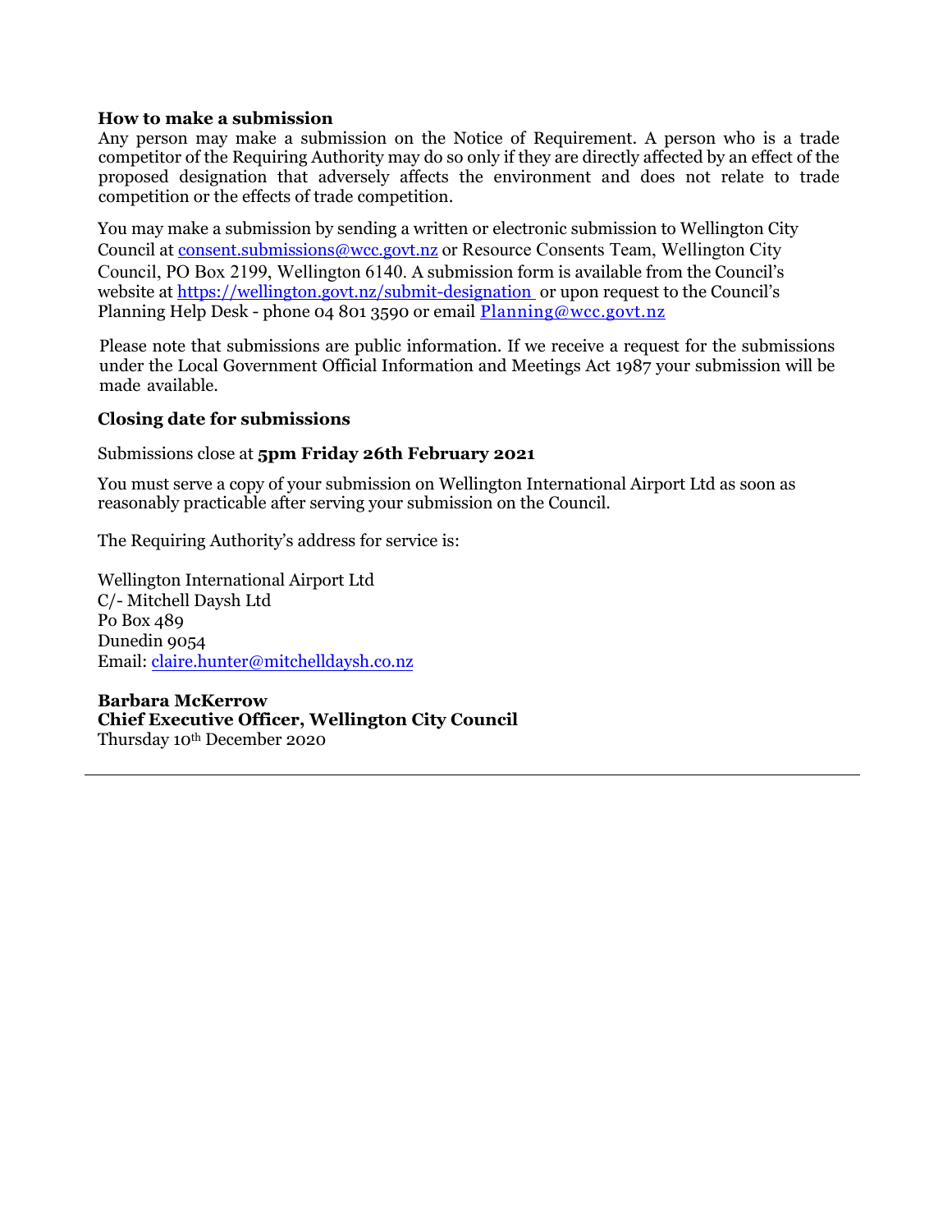**How to make a submission**

Any person may make a submission on the Notice of Requirement. A person who is a trade competitor of the Requiring Authority may do so only if they are directly affected by an effect of the proposed designation that adversely affects the environment and does not relate to trade competition or the effects of trade competition.

You may make a submission by sending a written or electronic submission to Wellington City Council at consent.submissions@wcc.govt.nz or Resource Consents Team, Wellington City Council, PO Box 2199, Wellington 6140. A submission form is available from the Council's website at https://wellington.govt.nz/submit-designation or upon request to the Council's Planning Help Desk - phone 04 801 3590 or email Planning@wcc.govt.nz

Please note that submissions are public information. If we receive a request for the submissions under the Local Government Official Information and Meetings Act 1987 your submission will be made available.

**Closing date for submissions**

Submissions close at **5pm Friday 26th February 2021**

You must serve a copy of your submission on Wellington International Airport Ltd as soon as reasonably practicable after serving your submission on the Council.

The Requiring Authority's address for service is:

Wellington International Airport Ltd
C/- Mitchell Daysh Ltd
Po Box 489
Dunedin 9054
Email: claire.hunter@mitchelldaysh.co.nz

**Barbara McKerrow**
**Chief Executive Officer, Wellington City Council**
Thursday 10th December 2020